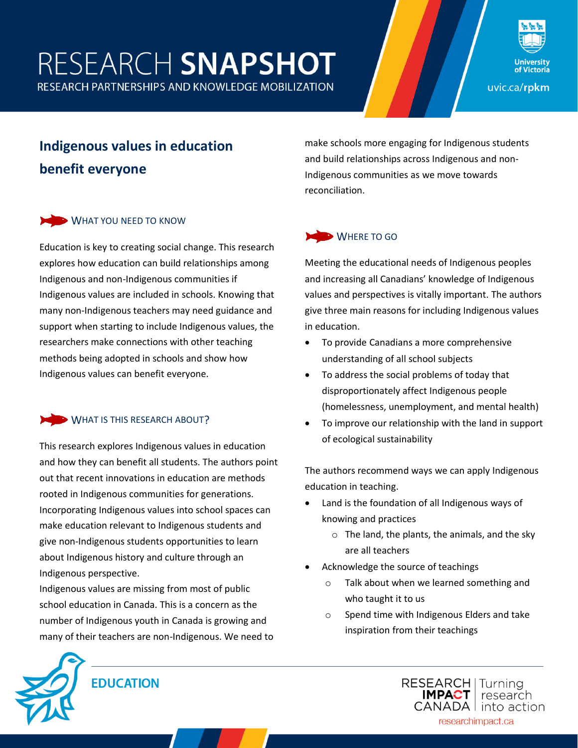# RESEARCH SNAPSHOT

RESEARCH PARTNERSHIPS AND KNOWLEDGE MOBILIZATION

University of Victoria

uvic.ca/rpkm

## Indigenous values in education benefit everyone

### WHAT YOU NEED TO KNOW

Education is key to creating social change. This research explores how education can build relationships among Indigenous and non-Indigenous communities if Indigenous values are included in schools. Knowing that many non-Indigenous teachers may need guidance and support when starting to include Indigenous values, the researchers make connections with other teaching methods being adopted in schools and show how Indigenous values can benefit everyone.

### WHAT IS THIS RESEARCH ABOUT?

This research explores Indigenous values in education and how they can benefit all students. The authors point out that recent innovations in education are methods rooted in Indigenous communities for generations. Incorporating Indigenous values into school spaces can make education relevant to Indigenous students and give non-Indigenous students opportunities to learn about Indigenous history and culture through an Indigenous perspective.

Indigenous values are missing from most of public school education in Canada. This is a concern as the number of Indigenous youth in Canada is growing and many of their teachers are non-Indigenous. We need to make schools more engaging for Indigenous students and build relationships across Indigenous and non-Indigenous communities as we move towards reconciliation.

### WHERE TO GO

Meeting the educational needs of Indigenous peoples and increasing all Canadians' knowledge of Indigenous values and perspectives is vitally important. The authors give three main reasons for including Indigenous values in education.

- To provide Canadians a more comprehensive understanding of all school subjects
- To address the social problems of today that disproportionately affect Indigenous people (homelessness, unemployment, and mental health)
- To improve our relationship with the land in support of ecological sustainability

The authors recommend ways we can apply Indigenous education in teaching.

- Land is the foundation of all Indigenous ways of knowing and practices
  - The land, the plants, the animals, and the sky are all teachers
- Acknowledge the source of teachings
  - Talk about when we learned something and who taught it to us
  - Spend time with Indigenous Elders and take inspiration from their teachings

EDUCATION

RESEARCH IMPACT CANADA | Turning research into action

researchimpact.ca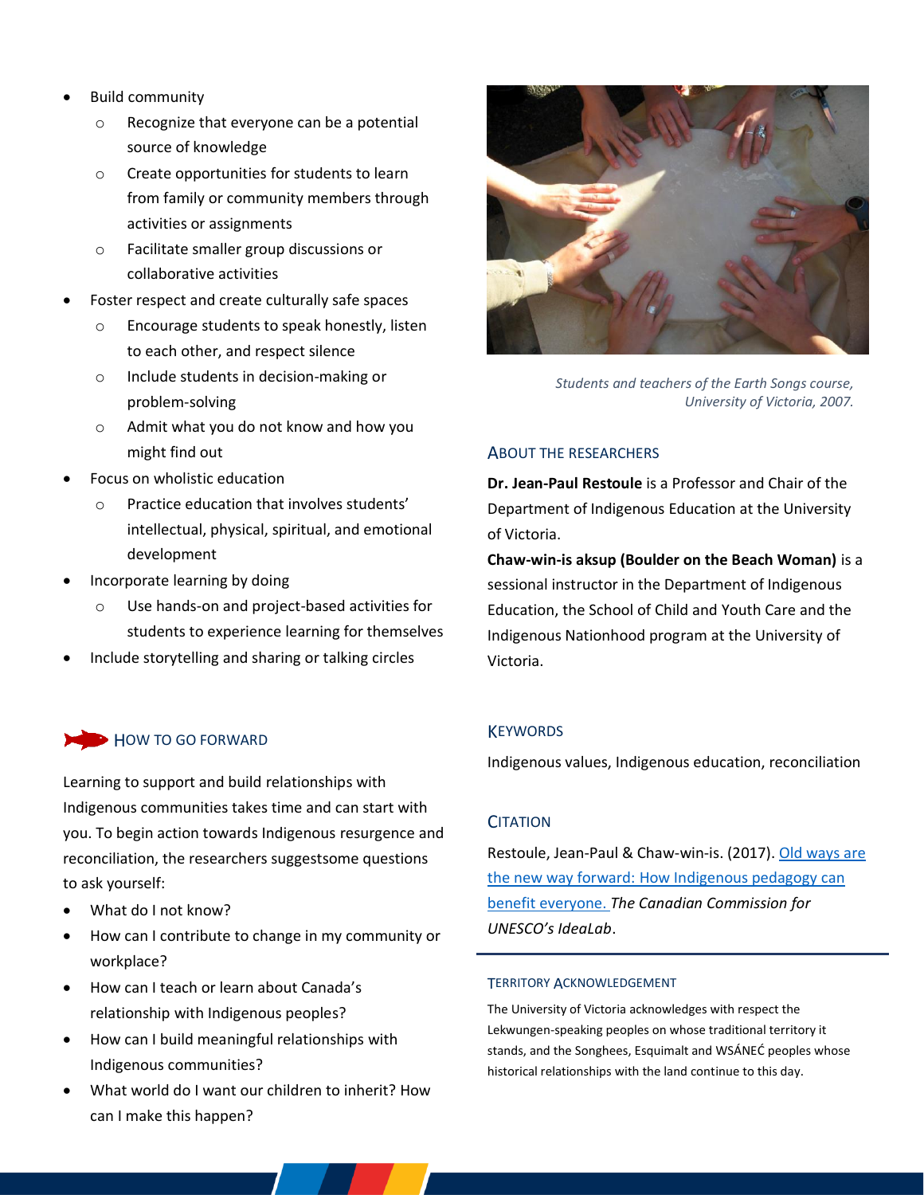- Build community
    - Recognize that everyone can be a potential source of knowledge
    - Create opportunities for students to learn from family or community members through activities or assignments
    - Facilitate smaller group discussions or collaborative activities
- Foster respect and create culturally safe spaces
    - Encourage students to speak honestly, listen to each other, and respect silence
    - Include students in decision-making or problem-solving
    - Admit what you do not know and how you might find out
- Focus on wholistic education
    - Practice education that involves students' intellectual, physical, spiritual, and emotional development
- Incorporate learning by doing
    - Use hands-on and project-based activities for students to experience learning for themselves
- Include storytelling and sharing or talking circles

## HOW TO GO FORWARD

Learning to support and build relationships with Indigenous communities takes time and can start with you. To begin action towards Indigenous resurgence and reconciliation, the researchers suggestsome questions to ask yourself:

- What do I not know?
- How can I contribute to change in my community or workplace?
- How can I teach or learn about Canada's relationship with Indigenous peoples?
- How can I build meaningful relationships with Indigenous communities?
- What world do I want our children to inherit? How can I make this happen?

*Students and teachers of the Earth Songs course, University of Victoria, 2007.*

## ABOUT THE RESEARCHERS

**Dr. Jean-Paul Restoule** is a Professor and Chair of the Department of Indigenous Education at the University of Victoria.

**Chaw-win-is aksup (Boulder on the Beach Woman)** is a sessional instructor in the Department of Indigenous Education, the School of Child and Youth Care and the Indigenous Nationhood program at the University of Victoria.

## KEYWORDS

Indigenous values, Indigenous education, reconciliation

## CITATION

Restoule, Jean-Paul & Chaw-win-is. (2017). Old ways are the new way forward: How Indigenous pedagogy can benefit everyone. *The Canadian Commission for UNESCO's IdeaLab*.

### TERRITORY ACKNOWLEDGEMENT

The University of Victoria acknowledges with respect the Lekwungen-speaking peoples on whose traditional territory it stands, and the Songhees, Esquimalt and WSÁNEĆ peoples whose historical relationships with the land continue to this day.